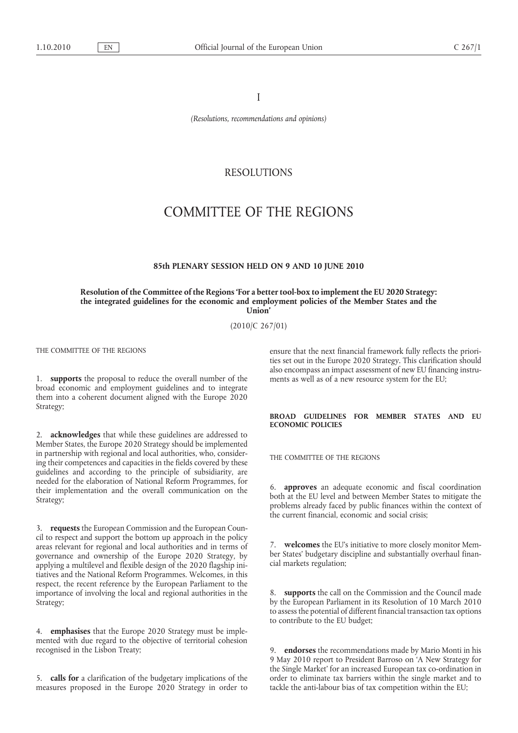I

*(Resolutions, recommendations and opinions)*

# RESOLUTIONS

# COMMITTEE OF THE REGIONS

## 85th PLENARY SESSION HELD ON 9 AND 10 JUNE 2010

### Resolution of the Committee of the Regions 'For a better tool-box to implement the EU 2020 Strategy: the integrated guidelines for the economic and employment policies of the Member States and the Union'

(2010/C 267/01)

THE COMMITTEE OF THE REGIONS

1. **supports** the proposal to reduce the overall number of the broad economic and employment guidelines and to integrate them into a coherent document aligned with the Europe 2020 Strategy;

2. **acknowledges** that while these guidelines are addressed to Member States, the Europe 2020 Strategy should be implemented in partnership with regional and local authorities, who, considering their competences and capacities in the fields covered by these guidelines and according to the principle of subsidiarity, are needed for the elaboration of National Reform Programmes, for their implementation and the overall communication on the Strategy;

3. **requests** the European Commission and the European Council to respect and support the bottom up approach in the policy areas relevant for regional and local authorities and in terms of governance and ownership of the Europe 2020 Strategy, by applying a multilevel and flexible design of the 2020 flagship initiatives and the National Reform Programmes. Welcomes, in this respect, the recent reference by the European Parliament to the importance of involving the local and regional authorities in the Strategy;

4. **emphasises** that the Europe 2020 Strategy must be implemented with due regard to the objective of territorial cohesion recognised in the Lisbon Treaty;

5. **calls for** a clarification of the budgetary implications of the measures proposed in the Europe 2020 Strategy in order to ensure that the next financial framework fully reflects the priorities set out in the Europe 2020 Strategy. This clarification should also encompass an impact assessment of new EU financing instruments as well as of a new resource system for the EU;

#### BROAD GUIDELINES FOR MEMBER STATES AND EU ECONOMIC POLICIES

THE COMMITTEE OF THE REGIONS

6. **approves** an adequate economic and fiscal coordination both at the EU level and between Member States to mitigate the problems already faced by public finances within the context of the current financial, economic and social crisis;

7. **welcomes** the EU's initiative to more closely monitor Member States' budgetary discipline and substantially overhaul financial markets regulation;

8. **supports** the call on the Commission and the Council made by the European Parliament in its Resolution of 10 March 2010 to assess the potential of different financial transaction tax options to contribute to the EU budget;

9. **endorses** the recommendations made by Mario Monti in his 9 May 2010 report to President Barroso on 'A New Strategy for the Single Market' for an increased European tax co-ordination in order to eliminate tax barriers within the single market and to tackle the anti-labour bias of tax competition within the EU;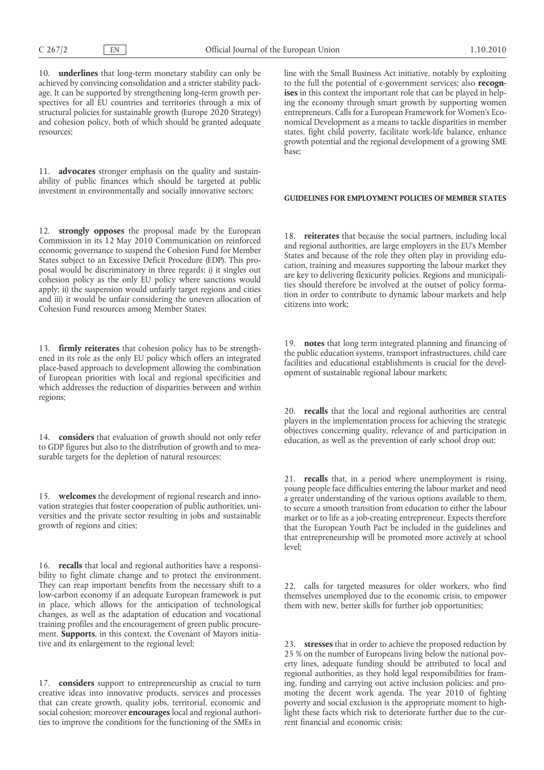10. **underlines** that long-term monetary stability can only be achieved by convincing consolidation and a stricter stability package. It can be supported by strengthening long-term growth perspectives for all EU countries and territories through a mix of structural policies for sustainable growth (Europe 2020 Strategy) and cohesion policy, both of which should be granted adequate resources;

11. **advocates** stronger emphasis on the quality and sustainability of public finances which should be targeted at public investment in environmentally and socially innovative sectors;

12. **strongly opposes** the proposal made by the European Commission in its 12 May 2010 Communication on reinforced economic governance to suspend the Cohesion Fund for Member States subject to an Excessive Deficit Procedure (EDP). This proposal would be discriminatory in three regards: i) it singles out cohesion policy as the only EU policy where sanctions would apply; ii) the suspension would unfairly target regions and cities and iii) it would be unfair considering the uneven allocation of Cohesion Fund resources among Member States;

13. **firmly reiterates** that cohesion policy has to be strengthened in its role as the only EU policy which offers an integrated place-based approach to development allowing the combination of European priorities with local and regional specificities and which addresses the reduction of disparities between and within regions;

14. **considers** that evaluation of growth should not only refer to GDP figures but also to the distribution of growth and to measurable targets for the depletion of natural resources;

15. **welcomes** the development of regional research and innovation strategies that foster cooperation of public authorities, universities and the private sector resulting in jobs and sustainable growth of regions and cities;

16. **recalls** that local and regional authorities have a responsibility to fight climate change and to protect the environment. They can reap important benefits from the necessary shift to a low-carbon economy if an adequate European framework is put in place, which allows for the anticipation of technological changes, as well as the adaptation of education and vocational training profiles and the encouragement of green public procurement. **Supports**, in this context, the Covenant of Mayors initiative and its enlargement to the regional level;

17. **considers** support to entrepreneurship as crucial to turn creative ideas into innovative products, services and processes that can create growth, quality jobs, territorial, economic and social cohesion; moreover **encourages** local and regional authorities to improve the conditions for the functioning of the SMEs in line with the Small Business Act initiative, notably by exploiting to the full the potential of e-government services; also **recognises** in this context the important role that can be played in helping the economy through smart growth by supporting women entrepreneurs. Calls for a European Framework for Women's Economical Development as a means to tackle disparities in member states, fight child poverty, facilitate work-life balance, enhance growth potential and the regional development of a growing SME base;

## GUIDELINES FOR EMPLOYMENT POLICIES OF MEMBER STATES

18. **reiterates** that because the social partners, including local and regional authorities, are large employers in the EU's Member States and because of the role they often play in providing education, training and measures supporting the labour market they are key to delivering flexicurity policies. Regions and municipalities should therefore be involved at the outset of policy formation in order to contribute to dynamic labour markets and help citizens into work;

19. **notes** that long term integrated planning and financing of the public education systems, transport infrastructures, child care facilities and educational establishments is crucial for the development of sustainable regional labour markets;

20. **recalls** that the local and regional authorities are central players in the implementation process for achieving the strategic objectives concerning quality, relevance of and participation in education, as well as the prevention of early school drop out;

21. **recalls** that, in a period where unemployment is rising, young people face difficulties entering the labour market and need a greater understanding of the various options available to them, to secure a smooth transition from education to either the labour market or to life as a job-creating entrepreneur. Expects therefore that the European Youth Pact be included in the guidelines and that entrepreneurship will be promoted more actively at school level;

22. calls for targeted measures for older workers, who find themselves unemployed due to the economic crisis, to empower them with new, better skills for further job opportunities;

23. **stresses** that in order to achieve the proposed reduction by 25 % on the number of Europeans living below the national poverty lines, adequate funding should be attributed to local and regional authorities, as they hold legal responsibilities for framing, funding and carrying out active inclusion policies: and promoting the decent work agenda. The year 2010 of fighting poverty and social exclusion is the appropriate moment to highlight these facts which risk to deteriorate further due to the current financial and economic crisis;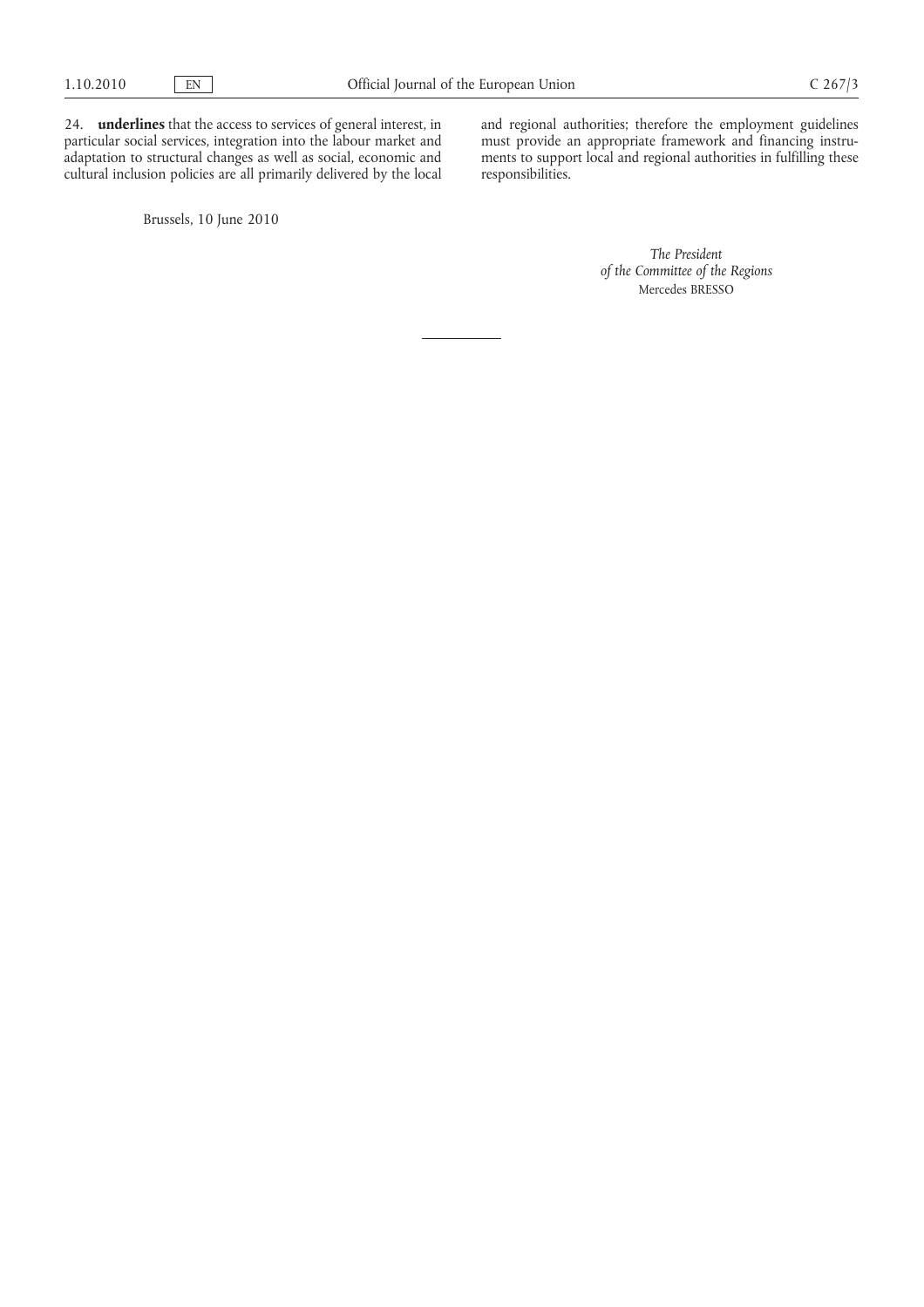24. **underlines** that the access to services of general interest, in particular social services, integration into the labour market and adaptation to structural changes as well as social, economic and cultural inclusion policies are all primarily delivered by the local and regional authorities; therefore the employment guidelines must provide an appropriate framework and financing instruments to support local and regional authorities in fulfilling these responsibilities.

Brussels, 10 June 2010

*The President*
*of the Committee of the Regions*
Mercedes BRESSO